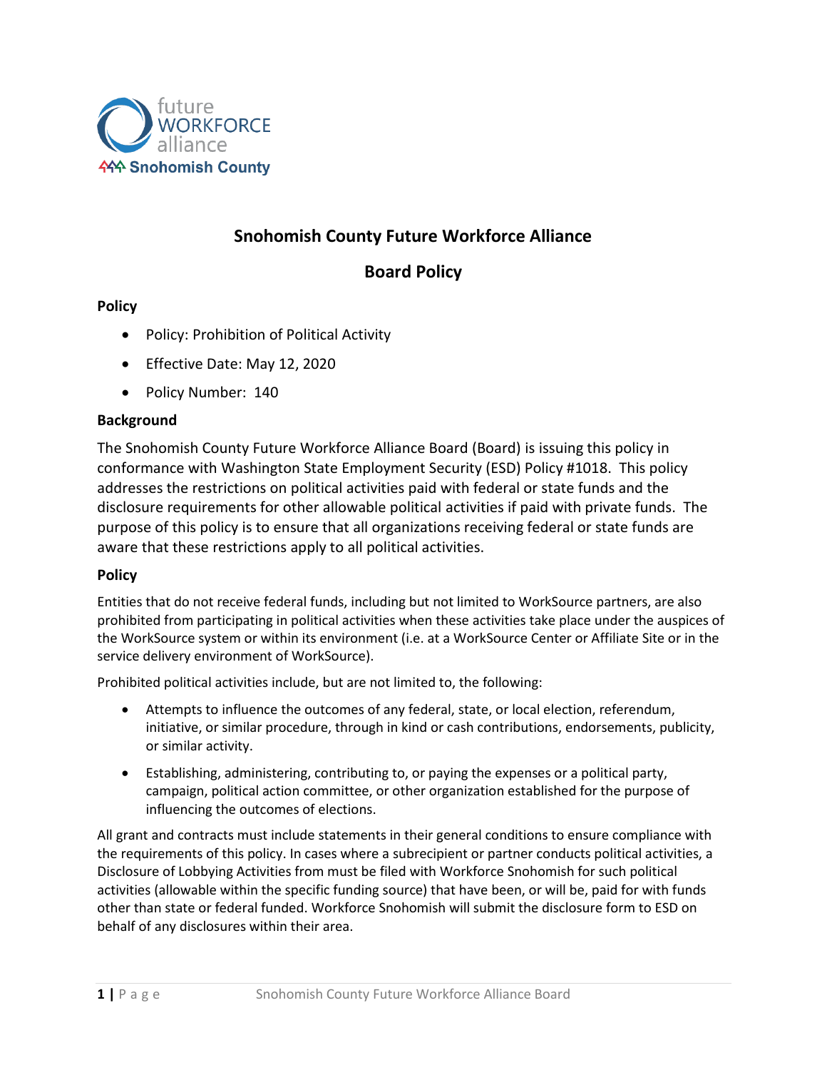future WORKFORCE alliance
Snohomish County

# Snohomish County Future Workforce Alliance

## Board Policy

### Policy

- Policy: Prohibition of Political Activity
- Effective Date: May 12, 2020
- Policy Number: 140

### Background

The Snohomish County Future Workforce Alliance Board (Board) is issuing this policy in conformance with Washington State Employment Security (ESD) Policy #1018. This policy addresses the restrictions on political activities paid with federal or state funds and the disclosure requirements for other allowable political activities if paid with private funds. The purpose of this policy is to ensure that all organizations receiving federal or state funds are aware that these restrictions apply to all political activities.

### Policy

Entities that do not receive federal funds, including but not limited to WorkSource partners, are also prohibited from participating in political activities when these activities take place under the auspices of the WorkSource system or within its environment (i.e. at a WorkSource Center or Affiliate Site or in the service delivery environment of WorkSource).

Prohibited political activities include, but are not limited to, the following:

- Attempts to influence the outcomes of any federal, state, or local election, referendum, initiative, or similar procedure, through in kind or cash contributions, endorsements, publicity, or similar activity.
- Establishing, administering, contributing to, or paying the expenses or a political party, campaign, political action committee, or other organization established for the purpose of influencing the outcomes of elections.

All grant and contracts must include statements in their general conditions to ensure compliance with the requirements of this policy. In cases where a subrecipient or partner conducts political activities, a Disclosure of Lobbying Activities from must be filed with Workforce Snohomish for such political activities (allowable within the specific funding source) that have been, or will be, paid for with funds other than state or federal funded. Workforce Snohomish will submit the disclosure form to ESD on behalf of any disclosures within their area.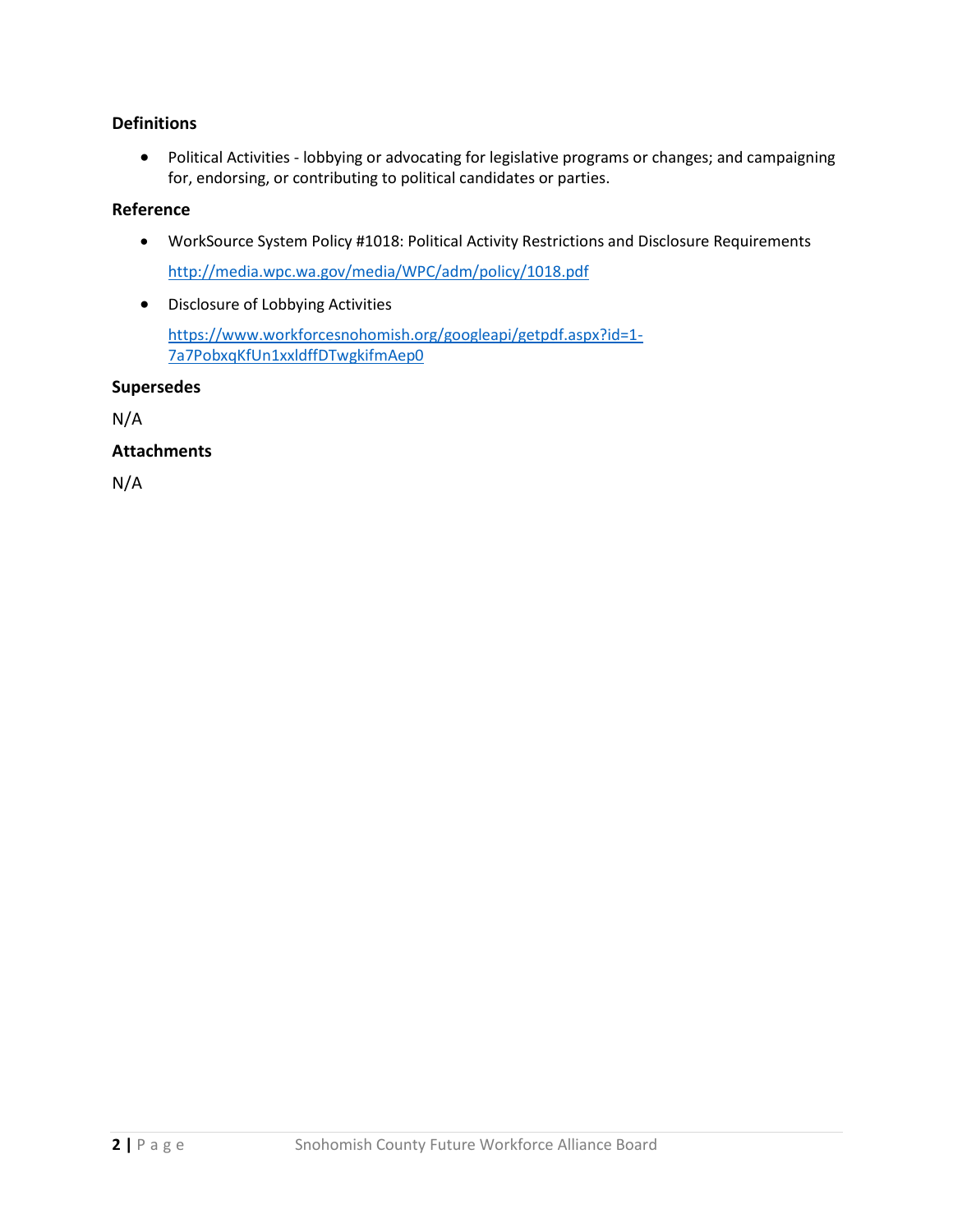**Definitions**

- Political Activities - lobbying or advocating for legislative programs or changes; and campaigning for, endorsing, or contributing to political candidates or parties.

**Reference**

- WorkSource System Policy #1018: Political Activity Restrictions and Disclosure Requirements

  http://media.wpc.wa.gov/media/WPC/adm/policy/1018.pdf

- Disclosure of Lobbying Activities

  https://www.workforcesnohomish.org/googleapi/getpdf.aspx?id=1-7a7PobxqKfUn1xxldffDTwgkifmAep0

**Supersedes**

N/A

**Attachments**

N/A